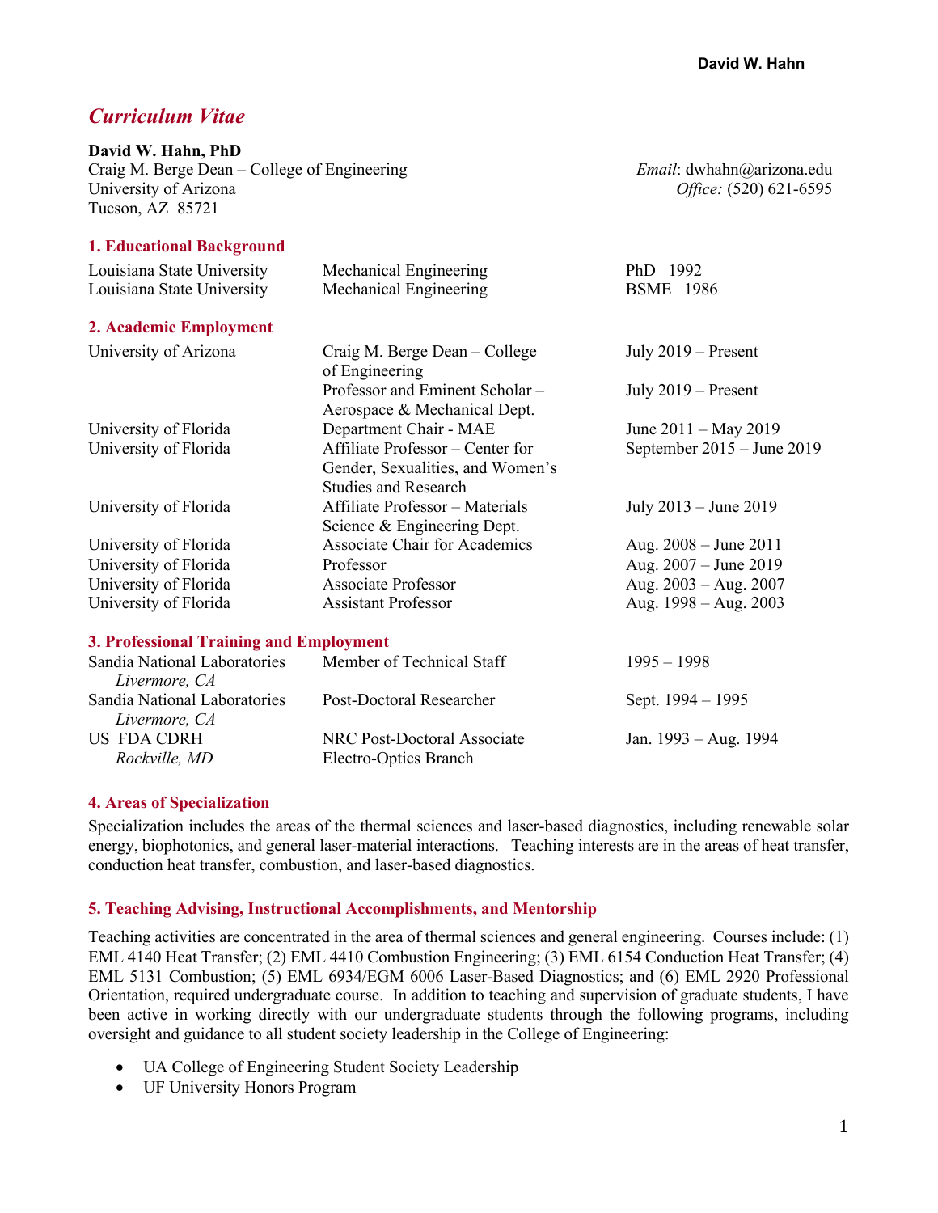# *Curriculum Vitae*

**David W. Hahn, PhD**
Craig M. Berge Dean – College of Engineering
University of Arizona
Tucson, AZ 85721

*Email*: dwhahn@arizona.edu
*Office:* (520) 621-6595

## 1. Educational Background

| | | |
|---|---|---|
| Louisiana State University | Mechanical Engineering | PhD 1992 |
| Louisiana State University | Mechanical Engineering | BSME 1986 |

## 2. Academic Employment

| | | |
|---|---|---|
| University of Arizona | Craig M. Berge Dean – College of Engineering | July 2019 – Present |
| | Professor and Eminent Scholar – Aerospace & Mechanical Dept. | July 2019 – Present |
| University of Florida | Department Chair - MAE | June 2011 – May 2019 |
| University of Florida | Affiliate Professor – Center for Gender, Sexualities, and Women's Studies and Research | September 2015 – June 2019 |
| University of Florida | Affiliate Professor – Materials Science & Engineering Dept. | July 2013 – June 2019 |
| University of Florida | Associate Chair for Academics | Aug. 2008 – June 2011 |
| University of Florida | Professor | Aug. 2007 – June 2019 |
| University of Florida | Associate Professor | Aug. 2003 – Aug. 2007 |
| University of Florida | Assistant Professor | Aug. 1998 – Aug. 2003 |

## 3. Professional Training and Employment

| | | |
|---|---|---|
| Sandia National Laboratories *Livermore, CA* | Member of Technical Staff | 1995 – 1998 |
| Sandia National Laboratories *Livermore, CA* | Post-Doctoral Researcher | Sept. 1994 – 1995 |
| US FDA CDRH *Rockville, MD* | NRC Post-Doctoral Associate Electro-Optics Branch | Jan. 1993 – Aug. 1994 |

## 4. Areas of Specialization

Specialization includes the areas of the thermal sciences and laser-based diagnostics, including renewable solar energy, biophotonics, and general laser-material interactions. Teaching interests are in the areas of heat transfer, conduction heat transfer, combustion, and laser-based diagnostics.

## 5. Teaching Advising, Instructional Accomplishments, and Mentorship

Teaching activities are concentrated in the area of thermal sciences and general engineering. Courses include: (1) EML 4140 Heat Transfer; (2) EML 4410 Combustion Engineering; (3) EML 6154 Conduction Heat Transfer; (4) EML 5131 Combustion; (5) EML 6934/EGM 6006 Laser-Based Diagnostics; and (6) EML 2920 Professional Orientation, required undergraduate course. In addition to teaching and supervision of graduate students, I have been active in working directly with our undergraduate students through the following programs, including oversight and guidance to all student society leadership in the College of Engineering:

- UA College of Engineering Student Society Leadership
- UF University Honors Program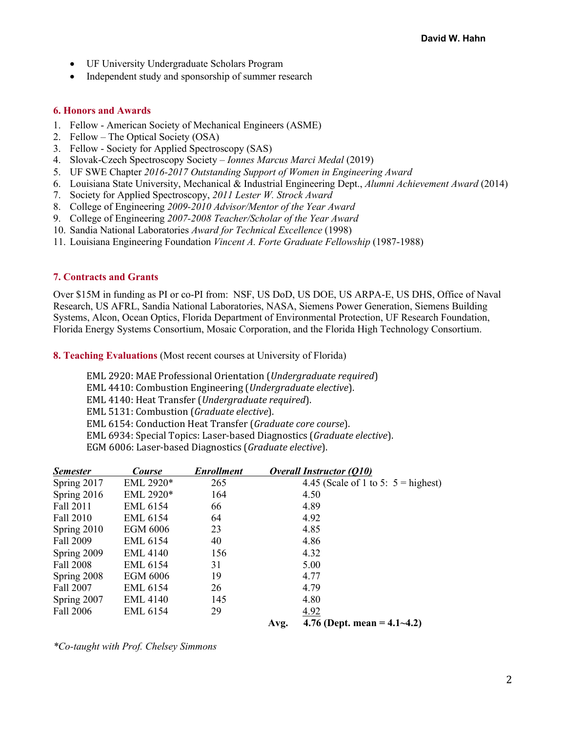- UF University Undergraduate Scholars Program
- Independent study and sponsorship of summer research

## 6. Honors and Awards

1. Fellow - American Society of Mechanical Engineers (ASME)
2. Fellow – The Optical Society (OSA)
3. Fellow - Society for Applied Spectroscopy (SAS)
4. Slovak-Czech Spectroscopy Society – *Ionnes Marcus Marci Medal* (2019)
5. UF SWE Chapter *2016-2017 Outstanding Support of Women in Engineering Award*
6. Louisiana State University, Mechanical & Industrial Engineering Dept., *Alumni Achievement Award* (2014)
7. Society for Applied Spectroscopy, *2011 Lester W. Strock Award*
8. College of Engineering *2009-2010 Advisor/Mentor of the Year Award*
9. College of Engineering *2007-2008 Teacher/Scholar of the Year Award*
10. Sandia National Laboratories *Award for Technical Excellence* (1998)
11. Louisiana Engineering Foundation *Vincent A. Forte Graduate Fellowship* (1987-1988)

## 7. Contracts and Grants

Over $15M in funding as PI or co-PI from: NSF, US DoD, US DOE, US ARPA-E, US DHS, Office of Naval Research, US AFRL, Sandia National Laboratories, NASA, Siemens Power Generation, Siemens Building Systems, Alcon, Ocean Optics, Florida Department of Environmental Protection, UF Research Foundation, Florida Energy Systems Consortium, Mosaic Corporation, and the Florida High Technology Consortium.

## 8. Teaching Evaluations (Most recent courses at University of Florida)

EML 2920: MAE Professional Orientation (*Undergraduate required*)
EML 4410: Combustion Engineering (*Undergraduate elective*).
EML 4140: Heat Transfer (*Undergraduate required*).
EML 5131: Combustion (*Graduate elective*).
EML 6154: Conduction Heat Transfer (*Graduate core course*).
EML 6934: Special Topics: Laser-based Diagnostics (*Graduate elective*).
EGM 6006: Laser-based Diagnostics (*Graduate elective*).

| *Semester* | *Course* | *Enrollment* | *Overall Instructor (Q10)* |
|---|---|---|---|
| Spring 2017 | EML 2920* | 265 | 4.45 (Scale of 1 to 5: 5 = highest) |
| Spring 2016 | EML 2920* | 164 | 4.50 |
| Fall 2011 | EML 6154 | 66 | 4.89 |
| Fall 2010 | EML 6154 | 64 | 4.92 |
| Spring 2010 | EGM 6006 | 23 | 4.85 |
| Fall 2009 | EML 6154 | 40 | 4.86 |
| Spring 2009 | EML 4140 | 156 | 4.32 |
| Fall 2008 | EML 6154 | 31 | 5.00 |
| Spring 2008 | EGM 6006 | 19 | 4.77 |
| Fall 2007 | EML 6154 | 26 | 4.79 |
| Spring 2007 | EML 4140 | 145 | 4.80 |
| Fall 2006 | EML 6154 | 29 | 4.92 |
| | | **Avg.** | **4.76 (Dept. mean = 4.1~4.2)** |

*\*Co-taught with Prof. Chelsey Simmons*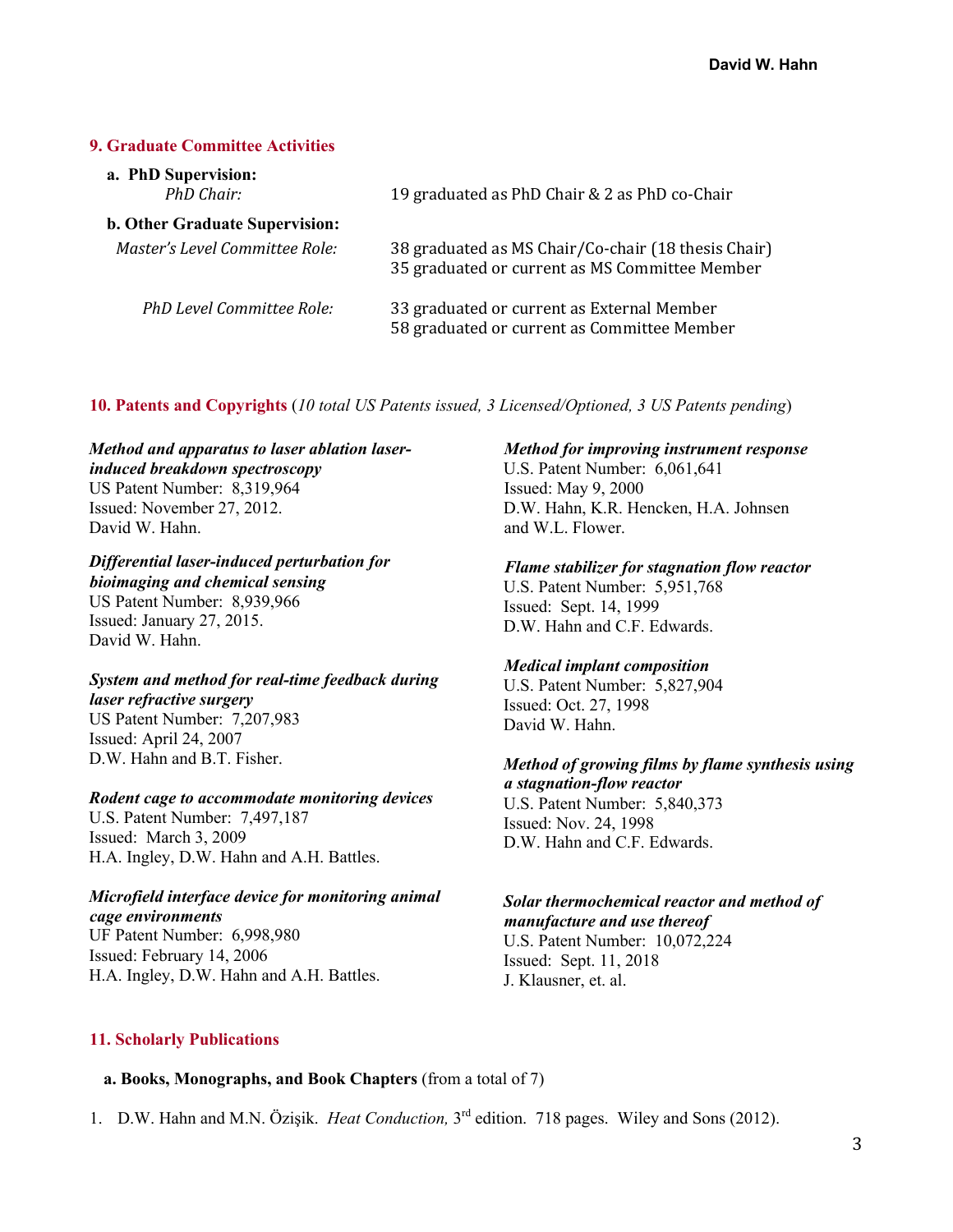## 9. Graduate Committee Activities

**a. PhD Supervision:**

| | |
|---|---|
| *PhD Chair:* | 19 graduated as PhD Chair & 2 as PhD co-Chair |

**b. Other Graduate Supervision:**

| | |
|---|---|
| *Master's Level Committee Role:* | 38 graduated as MS Chair/Co-chair (18 thesis Chair)<br>35 graduated or current as MS Committee Member |
| *PhD Level Committee Role:* | 33 graduated or current as External Member<br>58 graduated or current as Committee Member |

## 10. Patents and Copyrights (*10 total US Patents issued, 3 Licensed/Optioned, 3 US Patents pending*)

***Method and apparatus to laser ablation laser-induced breakdown spectroscopy***
US Patent Number: 8,319,964
Issued: November 27, 2012.
David W. Hahn.

***Differential laser-induced perturbation for bioimaging and chemical sensing***
US Patent Number: 8,939,966
Issued: January 27, 2015.
David W. Hahn.

***System and method for real-time feedback during laser refractive surgery***
US Patent Number: 7,207,983
Issued: April 24, 2007
D.W. Hahn and B.T. Fisher.

***Rodent cage to accommodate monitoring devices***
U.S. Patent Number: 7,497,187
Issued: March 3, 2009
H.A. Ingley, D.W. Hahn and A.H. Battles.

***Microfield interface device for monitoring animal cage environments***
UF Patent Number: 6,998,980
Issued: February 14, 2006
H.A. Ingley, D.W. Hahn and A.H. Battles.

***Method for improving instrument response***
U.S. Patent Number: 6,061,641
Issued: May 9, 2000
D.W. Hahn, K.R. Hencken, H.A. Johnsen and W.L. Flower.

***Flame stabilizer for stagnation flow reactor***
U.S. Patent Number: 5,951,768
Issued: Sept. 14, 1999
D.W. Hahn and C.F. Edwards.

***Medical implant composition***
U.S. Patent Number: 5,827,904
Issued: Oct. 27, 1998
David W. Hahn.

***Method of growing films by flame synthesis using a stagnation-flow reactor***
U.S. Patent Number: 5,840,373
Issued: Nov. 24, 1998
D.W. Hahn and C.F. Edwards.

***Solar thermochemical reactor and method of manufacture and use thereof***
U.S. Patent Number: 10,072,224
Issued: Sept. 11, 2018
J. Klausner, et. al.

## 11. Scholarly Publications

**a. Books, Monographs, and Book Chapters** (from a total of 7)

1. D.W. Hahn and M.N. Özişik. *Heat Conduction,* 3rd edition. 718 pages. Wiley and Sons (2012).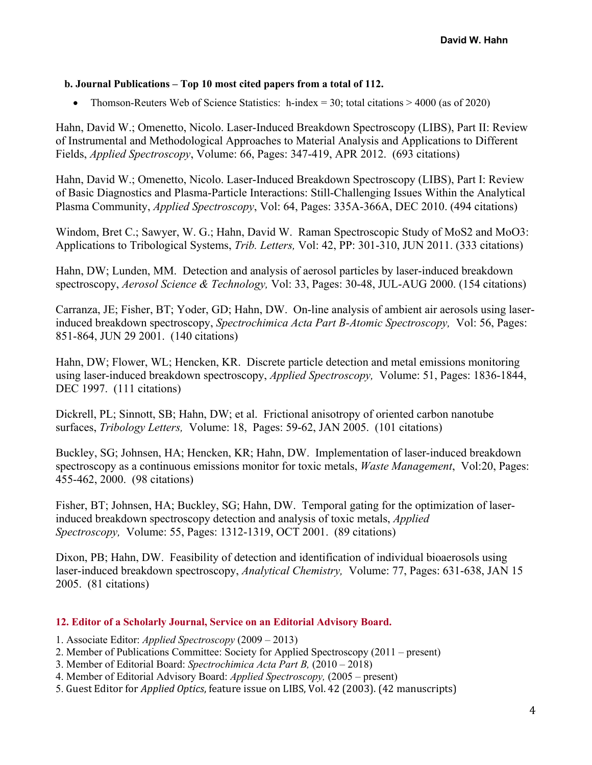### b. Journal Publications – Top 10 most cited papers from a total of 112.

- Thomson-Reuters Web of Science Statistics: h-index = 30; total citations > 4000 (as of 2020)

Hahn, David W.; Omenetto, Nicolo. Laser-Induced Breakdown Spectroscopy (LIBS), Part II: Review of Instrumental and Methodological Approaches to Material Analysis and Applications to Different Fields, *Applied Spectroscopy*, Volume: 66, Pages: 347-419, APR 2012. (693 citations)

Hahn, David W.; Omenetto, Nicolo. Laser-Induced Breakdown Spectroscopy (LIBS), Part I: Review of Basic Diagnostics and Plasma-Particle Interactions: Still-Challenging Issues Within the Analytical Plasma Community, *Applied Spectroscopy*, Vol: 64, Pages: 335A-366A, DEC 2010. (494 citations)

Windom, Bret C.; Sawyer, W. G.; Hahn, David W. Raman Spectroscopic Study of $MoS_2$ and $MoO_3$: Applications to Tribological Systems, *Trib. Letters,* Vol: 42, PP: 301-310, JUN 2011. (333 citations)

Hahn, DW; Lunden, MM. Detection and analysis of aerosol particles by laser-induced breakdown spectroscopy, *Aerosol Science & Technology,* Vol: 33, Pages: 30-48, JUL-AUG 2000. (154 citations)

Carranza, JE; Fisher, BT; Yoder, GD; Hahn, DW. On-line analysis of ambient air aerosols using laser-induced breakdown spectroscopy, *Spectrochimica Acta Part B-Atomic Spectroscopy,* Vol: 56, Pages: 851-864, JUN 29 2001. (140 citations)

Hahn, DW; Flower, WL; Hencken, KR. Discrete particle detection and metal emissions monitoring using laser-induced breakdown spectroscopy, *Applied Spectroscopy,* Volume: 51, Pages: 1836-1844, DEC 1997. (111 citations)

Dickrell, PL; Sinnott, SB; Hahn, DW; et al. Frictional anisotropy of oriented carbon nanotube surfaces, *Tribology Letters,* Volume: 18, Pages: 59-62, JAN 2005. (101 citations)

Buckley, SG; Johnsen, HA; Hencken, KR; Hahn, DW. Implementation of laser-induced breakdown spectroscopy as a continuous emissions monitor for toxic metals, *Waste Management*, Vol:20, Pages: 455-462, 2000. (98 citations)

Fisher, BT; Johnsen, HA; Buckley, SG; Hahn, DW. Temporal gating for the optimization of laser-induced breakdown spectroscopy detection and analysis of toxic metals, *Applied Spectroscopy,* Volume: 55, Pages: 1312-1319, OCT 2001. (89 citations)

Dixon, PB; Hahn, DW. Feasibility of detection and identification of individual bioaerosols using laser-induced breakdown spectroscopy, *Analytical Chemistry,* Volume: 77, Pages: 631-638, JAN 15 2005. (81 citations)

## 12. Editor of a Scholarly Journal, Service on an Editorial Advisory Board.

1. Associate Editor: *Applied Spectroscopy* (2009 – 2013)
2. Member of Publications Committee: Society for Applied Spectroscopy (2011 – present)
3. Member of Editorial Board: *Spectrochimica Acta Part B,* (2010 – 2018)
4. Member of Editorial Advisory Board: *Applied Spectroscopy,* (2005 – present)
5. Guest Editor for *Applied Optics,* feature issue on LIBS, Vol. 42 (2003). (42 manuscripts)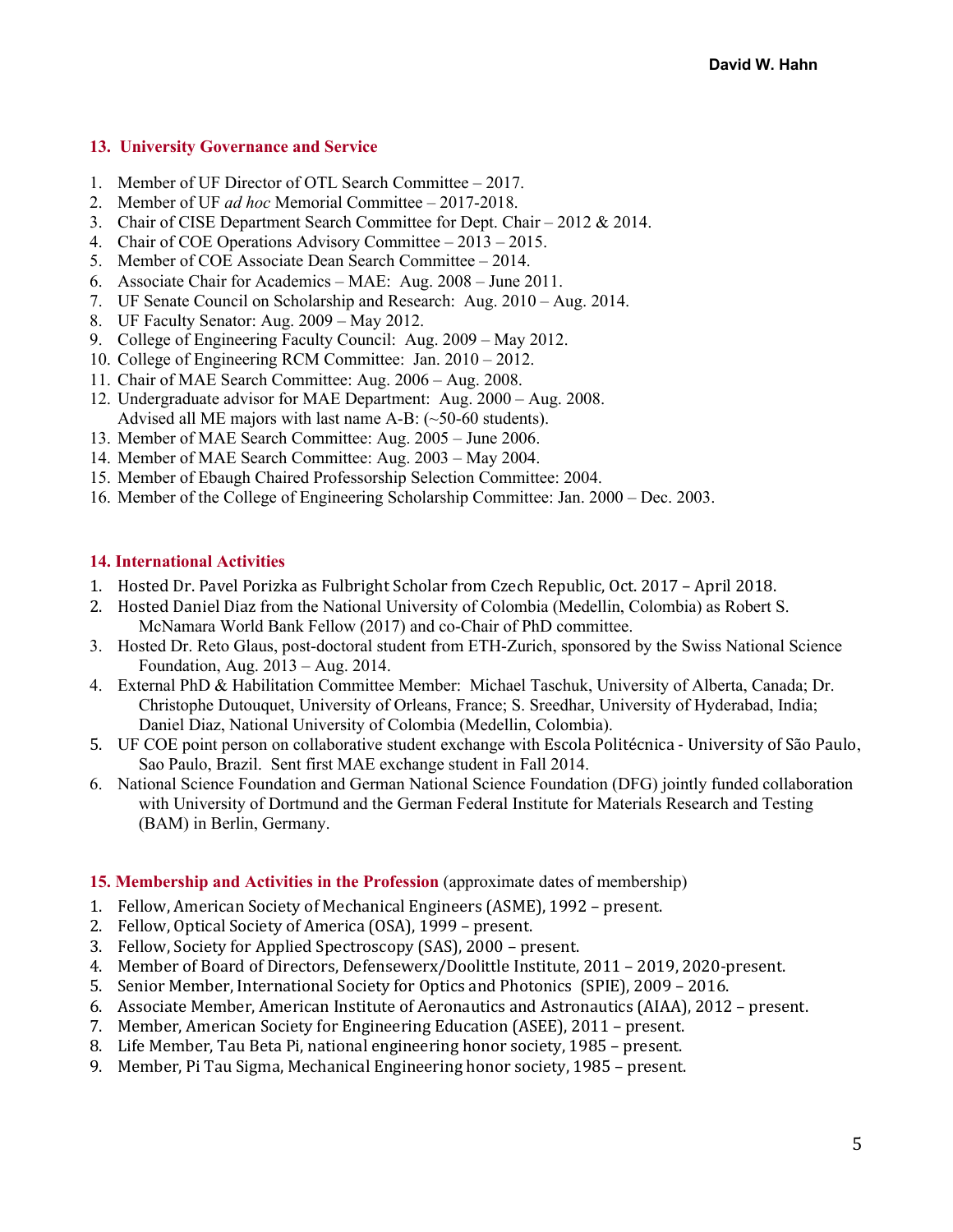## 13. University Governance and Service

1. Member of UF Director of OTL Search Committee – 2017.
2. Member of UF *ad hoc* Memorial Committee – 2017-2018.
3. Chair of CISE Department Search Committee for Dept. Chair – 2012 & 2014.
4. Chair of COE Operations Advisory Committee – 2013 – 2015.
5. Member of COE Associate Dean Search Committee – 2014.
6. Associate Chair for Academics – MAE: Aug. 2008 – June 2011.
7. UF Senate Council on Scholarship and Research: Aug. 2010 – Aug. 2014.
8. UF Faculty Senator: Aug. 2009 – May 2012.
9. College of Engineering Faculty Council: Aug. 2009 – May 2012.
10. College of Engineering RCM Committee: Jan. 2010 – 2012.
11. Chair of MAE Search Committee: Aug. 2006 – Aug. 2008.
12. Undergraduate advisor for MAE Department: Aug. 2000 – Aug. 2008. Advised all ME majors with last name A-B: (~50-60 students).
13. Member of MAE Search Committee: Aug. 2005 – June 2006.
14. Member of MAE Search Committee: Aug. 2003 – May 2004.
15. Member of Ebaugh Chaired Professorship Selection Committee: 2004.
16. Member of the College of Engineering Scholarship Committee: Jan. 2000 – Dec. 2003.

## 14. International Activities

1. Hosted Dr. Pavel Porizka as Fulbright Scholar from Czech Republic, Oct. 2017 – April 2018.
2. Hosted Daniel Diaz from the National University of Colombia (Medellin, Colombia) as Robert S. McNamara World Bank Fellow (2017) and co-Chair of PhD committee.
3. Hosted Dr. Reto Glaus, post-doctoral student from ETH-Zurich, sponsored by the Swiss National Science Foundation, Aug. 2013 – Aug. 2014.
4. External PhD & Habilitation Committee Member: Michael Taschuk, University of Alberta, Canada; Dr. Christophe Dutouquet, University of Orleans, France; S. Sreedhar, University of Hyderabad, India; Daniel Diaz, National University of Colombia (Medellin, Colombia).
5. UF COE point person on collaborative student exchange with Escola Politécnica - University of São Paulo, Sao Paulo, Brazil. Sent first MAE exchange student in Fall 2014.
6. National Science Foundation and German National Science Foundation (DFG) jointly funded collaboration with University of Dortmund and the German Federal Institute for Materials Research and Testing (BAM) in Berlin, Germany.

## 15. Membership and Activities in the Profession (approximate dates of membership)

1. Fellow, American Society of Mechanical Engineers (ASME), 1992 – present.
2. Fellow, Optical Society of America (OSA), 1999 – present.
3. Fellow, Society for Applied Spectroscopy (SAS), 2000 – present.
4. Member of Board of Directors, Defensewerx/Doolittle Institute, 2011 – 2019, 2020-present.
5. Senior Member, International Society for Optics and Photonics (SPIE), 2009 – 2016.
6. Associate Member, American Institute of Aeronautics and Astronautics (AIAA), 2012 – present.
7. Member, American Society for Engineering Education (ASEE), 2011 – present.
8. Life Member, Tau Beta Pi, national engineering honor society, 1985 – present.
9. Member, Pi Tau Sigma, Mechanical Engineering honor society, 1985 – present.